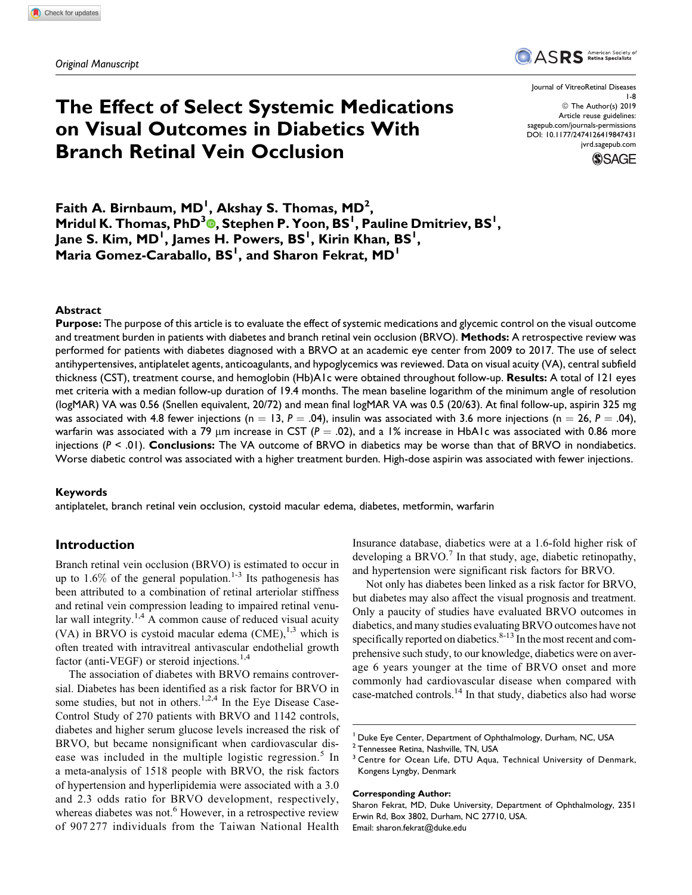*Original Manuscript*

# The Effect of Select Systemic Medications on Visual Outcomes in Diabetics With Branch Retinal Vein Occlusion

**Faith A. Birnbaum, MD[1], Akshay S. Thomas, MD[2], Mridul K. Thomas, PhD[3], Stephen P. Yoon, BS[1], Pauline Dmitriev, BS[1], Jane S. Kim, MD[1], James H. Powers, BS[1], Kirin Khan, BS[1], Maria Gomez-Caraballo, BS[1], and Sharon Fekrat, MD[1]**

Journal of VitreoRetinal Diseases
© The Author(s) 2019
Article reuse guidelines: sagepub.com/journals-permissions
DOI: 10.1177/2474126419847431
jvrd.sagepub.com

## Abstract

**Purpose:** The purpose of this article is to evaluate the effect of systemic medications and glycemic control on the visual outcome and treatment burden in patients with diabetes and branch retinal vein occlusion (BRVO). **Methods:** A retrospective review was performed for patients with diabetes diagnosed with a BRVO at an academic eye center from 2009 to 2017. The use of select antihypertensives, antiplatelet agents, anticoagulants, and hypoglycemics was reviewed. Data on visual acuity (VA), central subfield thickness (CST), treatment course, and hemoglobin (Hb)A1c were obtained throughout follow-up. **Results:** A total of 121 eyes met criteria with a median follow-up duration of 19.4 months. The mean baseline logarithm of the minimum angle of resolution (logMAR) VA was 0.56 (Snellen equivalent, 20/72) and mean final logMAR VA was 0.5 (20/63). At final follow-up, aspirin 325 mg was associated with 4.8 fewer injections (n = 13, $P = .04$), insulin was associated with 3.6 more injections (n = 26, $P = .04$), warfarin was associated with a 79 µm increase in CST ($P = .02$), and a 1% increase in HbA1c was associated with 0.86 more injections ($P < .01$). **Conclusions:** The VA outcome of BRVO in diabetics may be worse than that of BRVO in nondiabetics. Worse diabetic control was associated with a higher treatment burden. High-dose aspirin was associated with fewer injections.

### Keywords

antiplatelet, branch retinal vein occlusion, cystoid macular edema, diabetes, metformin, warfarin

## Introduction

Branch retinal vein occlusion (BRVO) is estimated to occur in up to 1.6% of the general population.[1-3] Its pathogenesis has been attributed to a combination of retinal arteriolar stiffness and retinal vein compression leading to impaired retinal venular wall integrity.[1,4] A common cause of reduced visual acuity (VA) in BRVO is cystoid macular edema (CME),[1,3] which is often treated with intravitreal antivascular endothelial growth factor (anti-VEGF) or steroid injections.[1,4]

The association of diabetes with BRVO remains controversial. Diabetes has been identified as a risk factor for BRVO in some studies, but not in others.[1,2,4] In the Eye Disease Case-Control Study of 270 patients with BRVO and 1142 controls, diabetes and higher serum glucose levels increased the risk of BRVO, but became nonsignificant when cardiovascular disease was included in the multiple logistic regression.[5] In a meta-analysis of 1518 people with BRVO, the risk factors of hypertension and hyperlipidemia were associated with a 3.0 and 2.3 odds ratio for BRVO development, respectively, whereas diabetes was not.[6] However, in a retrospective review of 907 277 individuals from the Taiwan National Health Insurance database, diabetics were at a 1.6-fold higher risk of developing a BRVO.[7] In that study, age, diabetic retinopathy, and hypertension were significant risk factors for BRVO.

Not only has diabetes been linked as a risk factor for BRVO, but diabetes may also affect the visual prognosis and treatment. Only a paucity of studies have evaluated BRVO outcomes in diabetics, and many studies evaluating BRVO outcomes have not specifically reported on diabetics.[8-13] In the most recent and comprehensive such study, to our knowledge, diabetics were on average 6 years younger at the time of BRVO onset and more commonly had cardiovascular disease when compared with case-matched controls.[14] In that study, diabetics also had worse

[1] Duke Eye Center, Department of Ophthalmology, Durham, NC, USA
[2] Tennessee Retina, Nashville, TN, USA
[3] Centre for Ocean Life, DTU Aqua, Technical University of Denmark, Kongens Lyngby, Denmark

**Corresponding Author:**
Sharon Fekrat, MD, Duke University, Department of Ophthalmology, 2351 Erwin Rd, Box 3802, Durham, NC 27710, USA.
Email: sharon.fekrat@duke.edu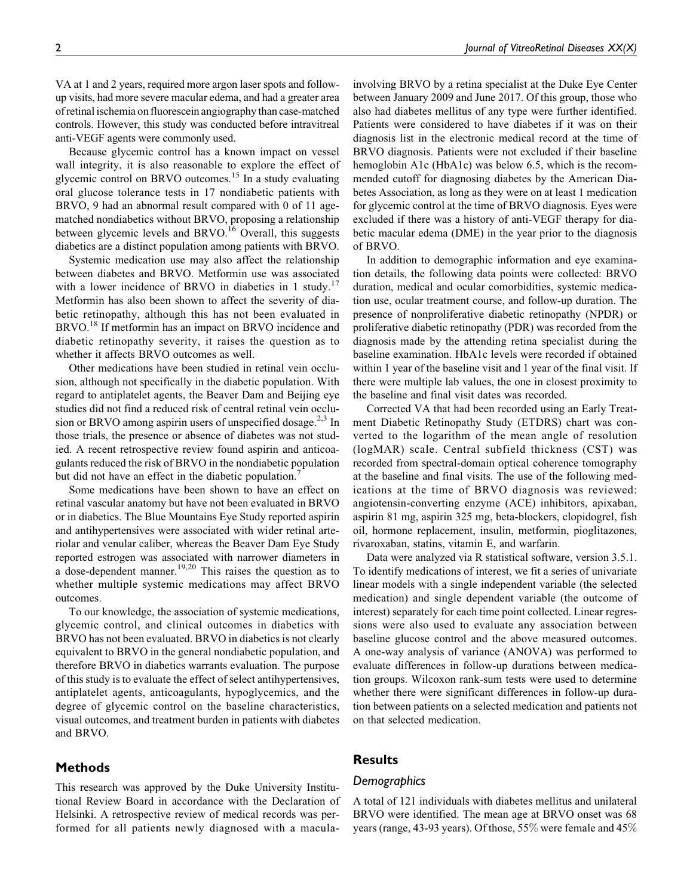VA at 1 and 2 years, required more argon laser spots and follow-up visits, had more severe macular edema, and had a greater area of retinal ischemia on fluorescein angiography than case-matched controls. However, this study was conducted before intravitreal anti-VEGF agents were commonly used.

Because glycemic control has a known impact on vessel wall integrity, it is also reasonable to explore the effect of glycemic control on BRVO outcomes.[15] In a study evaluating oral glucose tolerance tests in 17 nondiabetic patients with BRVO, 9 had an abnormal result compared with 0 of 11 age-matched nondiabetics without BRVO, proposing a relationship between glycemic levels and BRVO.[16] Overall, this suggests diabetics are a distinct population among patients with BRVO.

Systemic medication use may also affect the relationship between diabetes and BRVO. Metformin use was associated with a lower incidence of BRVO in diabetics in 1 study.[17] Metformin has also been shown to affect the severity of diabetic retinopathy, although this has not been evaluated in BRVO.[18] If metformin has an impact on BRVO incidence and diabetic retinopathy severity, it raises the question as to whether it affects BRVO outcomes as well.

Other medications have been studied in retinal vein occlusion, although not specifically in the diabetic population. With regard to antiplatelet agents, the Beaver Dam and Beijing eye studies did not find a reduced risk of central retinal vein occlusion or BRVO among aspirin users of unspecified dosage.[2,3] In those trials, the presence or absence of diabetes was not studied. A recent retrospective review found aspirin and anticoagulants reduced the risk of BRVO in the nondiabetic population but did not have an effect in the diabetic population.[7]

Some medications have been shown to have an effect on retinal vascular anatomy but have not been evaluated in BRVO or in diabetics. The Blue Mountains Eye Study reported aspirin and antihypertensives were associated with wider retinal arteriolar and venular caliber, whereas the Beaver Dam Eye Study reported estrogen was associated with narrower diameters in a dose-dependent manner.[19,20] This raises the question as to whether multiple systemic medications may affect BRVO outcomes.

To our knowledge, the association of systemic medications, glycemic control, and clinical outcomes in diabetics with BRVO has not been evaluated. BRVO in diabetics is not clearly equivalent to BRVO in the general nondiabetic population, and therefore BRVO in diabetics warrants evaluation. The purpose of this study is to evaluate the effect of select antihypertensives, antiplatelet agents, anticoagulants, hypoglycemics, and the degree of glycemic control on the baseline characteristics, visual outcomes, and treatment burden in patients with diabetes and BRVO.

## Methods

This research was approved by the Duke University Institutional Review Board in accordance with the Declaration of Helsinki. A retrospective review of medical records was performed for all patients newly diagnosed with a macula-involving BRVO by a retina specialist at the Duke Eye Center between January 2009 and June 2017. Of this group, those who also had diabetes mellitus of any type were further identified. Patients were considered to have diabetes if it was on their diagnosis list in the electronic medical record at the time of BRVO diagnosis. Patients were not excluded if their baseline hemoglobin A1c (HbA1c) was below 6.5, which is the recommended cutoff for diagnosing diabetes by the American Diabetes Association, as long as they were on at least 1 medication for glycemic control at the time of BRVO diagnosis. Eyes were excluded if there was a history of anti-VEGF therapy for diabetic macular edema (DME) in the year prior to the diagnosis of BRVO.

In addition to demographic information and eye examination details, the following data points were collected: BRVO duration, medical and ocular comorbidities, systemic medication use, ocular treatment course, and follow-up duration. The presence of nonproliferative diabetic retinopathy (NPDR) or proliferative diabetic retinopathy (PDR) was recorded from the diagnosis made by the attending retina specialist during the baseline examination. HbA1c levels were recorded if obtained within 1 year of the baseline visit and 1 year of the final visit. If there were multiple lab values, the one in closest proximity to the baseline and final visit dates was recorded.

Corrected VA that had been recorded using an Early Treatment Diabetic Retinopathy Study (ETDRS) chart was converted to the logarithm of the mean angle of resolution (logMAR) scale. Central subfield thickness (CST) was recorded from spectral-domain optical coherence tomography at the baseline and final visits. The use of the following medications at the time of BRVO diagnosis was reviewed: angiotensin-converting enzyme (ACE) inhibitors, apixaban, aspirin 81 mg, aspirin 325 mg, beta-blockers, clopidogrel, fish oil, hormone replacement, insulin, metformin, pioglitazones, rivaroxaban, statins, vitamin E, and warfarin.

Data were analyzed via R statistical software, version 3.5.1. To identify medications of interest, we fit a series of univariate linear models with a single independent variable (the selected medication) and single dependent variable (the outcome of interest) separately for each time point collected. Linear regressions were also used to evaluate any association between baseline glucose control and the above measured outcomes. A one-way analysis of variance (ANOVA) was performed to evaluate differences in follow-up durations between medication groups. Wilcoxon rank-sum tests were used to determine whether there were significant differences in follow-up duration between patients on a selected medication and patients not on that selected medication.

## Results

### Demographics

A total of 121 individuals with diabetes mellitus and unilateral BRVO were identified. The mean age at BRVO onset was 68 years (range, 43-93 years). Of those, 55% were female and 45%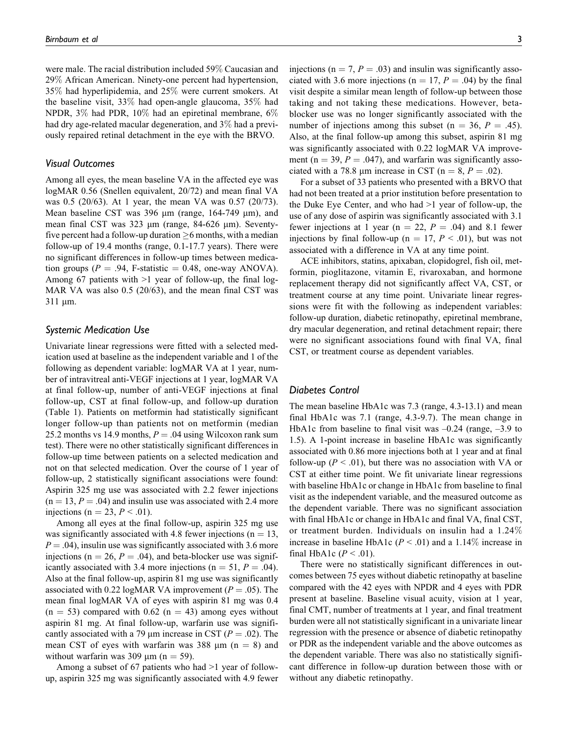were male. The racial distribution included 59% Caucasian and 29% African American. Ninety-one percent had hypertension, 35% had hyperlipidemia, and 25% were current smokers. At the baseline visit, 33% had open-angle glaucoma, 35% had NPDR, 3% had PDR, 10% had an epiretinal membrane, 6% had dry age-related macular degeneration, and 3% had a previously repaired retinal detachment in the eye with the BRVO.

### Visual Outcomes

Among all eyes, the mean baseline VA in the affected eye was logMAR 0.56 (Snellen equivalent, 20/72) and mean final VA was 0.5 (20/63). At 1 year, the mean VA was 0.57 (20/73). Mean baseline CST was 396 μm (range, 164-749 μm), and mean final CST was 323 μm (range, 84-626 μm). Seventy-five percent had a follow-up duration ≥6 months, with a median follow-up of 19.4 months (range, 0.1-17.7 years). There were no significant differences in follow-up times between medication groups ($P = .94$, F-statistic = 0.48, one-way ANOVA). Among 67 patients with >1 year of follow-up, the final logMAR VA was also 0.5 (20/63), and the mean final CST was 311 μm.

### Systemic Medication Use

Univariate linear regressions were fitted with a selected medication used at baseline as the independent variable and 1 of the following as dependent variable: logMAR VA at 1 year, number of intravitreal anti-VEGF injections at 1 year, logMAR VA at final follow-up, number of anti-VEGF injections at final follow-up, CST at final follow-up, and follow-up duration (Table 1). Patients on metformin had statistically significant longer follow-up than patients not on metformin (median 25.2 months vs 14.9 months, $P = .04$ using Wilcoxon rank sum test). There were no other statistically significant differences in follow-up time between patients on a selected medication and not on that selected medication. Over the course of 1 year of follow-up, 2 statistically significant associations were found: Aspirin 325 mg use was associated with 2.2 fewer injections ($n = 13$, $P = .04$) and insulin use was associated with 2.4 more injections ($n = 23$, $P < .01$).

Among all eyes at the final follow-up, aspirin 325 mg use was significantly associated with 4.8 fewer injections ($n = 13$, $P = .04$), insulin use was significantly associated with 3.6 more injections ($n = 26$, $P = .04$), and beta-blocker use was significantly associated with 3.4 more injections ($n = 51$, $P = .04$). Also at the final follow-up, aspirin 81 mg use was significantly associated with 0.22 logMAR VA improvement ($P = .05$). The mean final logMAR VA of eyes with aspirin 81 mg was 0.4 ($n = 53$) compared with 0.62 ($n = 43$) among eyes without aspirin 81 mg. At final follow-up, warfarin use was significantly associated with a 79 μm increase in CST ($P = .02$). The mean CST of eyes with warfarin was 388 μm ($n = 8$) and without warfarin was 309 μm ($n = 59$).

Among a subset of 67 patients who had >1 year of follow-up, aspirin 325 mg was significantly associated with 4.9 fewer injections ($n = 7$, $P = .03$) and insulin was significantly associated with 3.6 more injections ($n = 17$, $P = .04$) by the final visit despite a similar mean length of follow-up between those taking and not taking these medications. However, beta-blocker use was no longer significantly associated with the number of injections among this subset ($n = 36$, $P = .45$). Also, at the final follow-up among this subset, aspirin 81 mg was significantly associated with 0.22 logMAR VA improvement ($n = 39$, $P = .047$), and warfarin was significantly associated with a 78.8 μm increase in CST ($n = 8$, $P = .02$).

For a subset of 33 patients who presented with a BRVO that had not been treated at a prior institution before presentation to the Duke Eye Center, and who had >1 year of follow-up, the use of any dose of aspirin was significantly associated with 3.1 fewer injections at 1 year ($n = 22$, $P = .04$) and 8.1 fewer injections by final follow-up ($n = 17$, $P < .01$), but was not associated with a difference in VA at any time point.

ACE inhibitors, statins, apixaban, clopidogrel, fish oil, metformin, pioglitazone, vitamin E, rivaroxaban, and hormone replacement therapy did not significantly affect VA, CST, or treatment course at any time point. Univariate linear regressions were fit with the following as independent variables: follow-up duration, diabetic retinopathy, epiretinal membrane, dry macular degeneration, and retinal detachment repair; there were no significant associations found with final VA, final CST, or treatment course as dependent variables.

### Diabetes Control

The mean baseline HbA1c was 7.3 (range, 4.3-13.1) and mean final HbA1c was 7.1 (range, 4.3-9.7). The mean change in HbA1c from baseline to final visit was –0.24 (range, –3.9 to 1.5). A 1-point increase in baseline HbA1c was significantly associated with 0.86 more injections both at 1 year and at final follow-up ($P < .01$), but there was no association with VA or CST at either time point. We fit univariate linear regressions with baseline HbA1c or change in HbA1c from baseline to final visit as the independent variable, and the measured outcome as the dependent variable. There was no significant association with final HbA1c or change in HbA1c and final VA, final CST, or treatment burden. Individuals on insulin had a 1.24% increase in baseline HbA1c ($P < .01$) and a 1.14% increase in final HbA1c ($P < .01$).

There were no statistically significant differences in outcomes between 75 eyes without diabetic retinopathy at baseline compared with the 42 eyes with NPDR and 4 eyes with PDR present at baseline. Baseline visual acuity, vision at 1 year, final CMT, number of treatments at 1 year, and final treatment burden were all not statistically significant in a univariate linear regression with the presence or absence of diabetic retinopathy or PDR as the independent variable and the above outcomes as the dependent variable. There was also no statistically significant difference in follow-up duration between those with or without any diabetic retinopathy.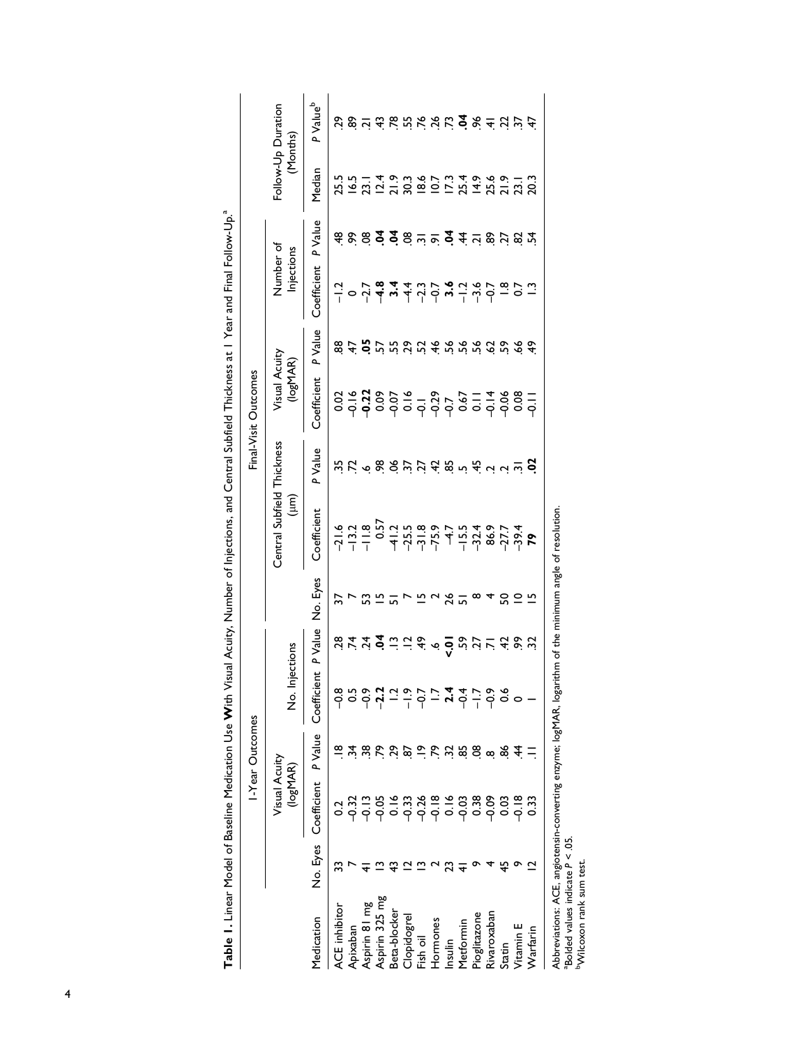**Table 1.** Linear Model of Baseline Medication Use With Visual Acuity, Number of Injections, and Central Subfield Thickness at 1 Year and Final Follow-Up.[a]

| | 1-Year Outcomes | | | | | Final-Visit Outcomes | | | | | | | | |
|---|---|---|---|---|---|---|---|---|---|---|---|---|---|---|
| | | Visual Acuity (logMAR) | | No. Injections | | | Central Subfield Thickness (μm) | | Visual Acuity (logMAR) | | Number of Injections | | Follow-Up Duration (Months) | |
| Medication | No. Eyes | Coefficient | P Value | Coefficient | P Value | No. Eyes | Coefficient | P Value | Coefficient | P Value | Coefficient | P Value | Median | P Value[b] |
| ACE inhibitor | 33 | 0.2 | .18 | −0.8 | .28 | 37 | −21.6 | .35 | 0.02 | .88 | −1.2 | .48 | 25.5 | .29 |
| Apixaban | 7 | −0.32 | .34 | 0.5 | .74 | 7 | −13.2 | .72 | −0.16 | .47 | 0 | .99 | 16.5 | .89 |
| Aspirin 81 mg | 41 | −0.13 | .38 | −0.9 | .24 | 53 | −11.8 | .6 | **−0.22** | **.05** | −2.7 | .08 | 23.1 | .21 |
| Aspirin 325 mg | 13 | −0.05 | .79 | **−2.2** | **.04** | 15 | 0.57 | .98 | 0.09 | .57 | **−4.8** | **.04** | 12.4 | .43 |
| Beta-blocker | 43 | 0.16 | .29 | 1.2 | .13 | 51 | −41.2 | .06 | −0.07 | .55 | **3.4** | **.04** | 21.9 | .78 |
| Clopidogrel | 12 | −0.33 | .87 | −1.9 | .12 | 7 | −25.5 | .37 | 0.16 | .29 | −4.4 | .08 | 30.3 | .55 |
| Fish oil | 13 | −0.26 | .19 | −0.7 | .49 | 15 | −31.8 | .27 | −0.1 | .52 | −2.3 | .31 | 18.6 | .76 |
| Hormones | 2 | −0.18 | .79 | 1.7 | .6 | 2 | −75.9 | .42 | −0.29 | .46 | −0.7 | .91 | 10.7 | .26 |
| Insulin | 23 | 0.16 | .32 | **2.4** | **<.01** | 26 | −4.7 | .85 | −0.7 | .56 | **3.6** | **.04** | 17.3 | .73 |
| Metformin | 41 | −0.03 | .85 | −0.4 | .59 | 51 | −15.5 | .5 | 0.67 | .56 | −1.2 | .44 | 25.4 | **.04** |
| Pioglitazone | 9 | 0.38 | .08 | −1.7 | .27 | 8 | −32.4 | .45 | 0.11 | .56 | −3.6 | .21 | 14.9 | .96 |
| Rivaroxaban | 4 | −0.09 | .8 | −0.9 | .71 | 4 | 86.9 | .2 | −0.14 | .62 | −0.7 | .89 | 25.6 | .41 |
| Statin | 45 | 0.03 | .86 | 0.6 | .42 | 50 | −27.7 | .2 | −0.06 | .59 | 1.8 | .27 | 21.9 | .22 |
| Vitamin E | 9 | −0.18 | .44 | 0 | .99 | 10 | −39.4 | .31 | 0.08 | .66 | 0.7 | .82 | 23.1 | .37 |
| Warfarin | 12 | 0.33 | .11 | 1 | .32 | 15 | **79** | **.02** | −0.11 | .49 | 1.3 | .54 | 20.3 | .47 |

Abbreviations: ACE, angiotensin-converting enzyme; logMAR, logarithm of the minimum angle of resolution.
[a]Bolded values indicate $P < .05$.
[b]Wilcoxon rank sum test.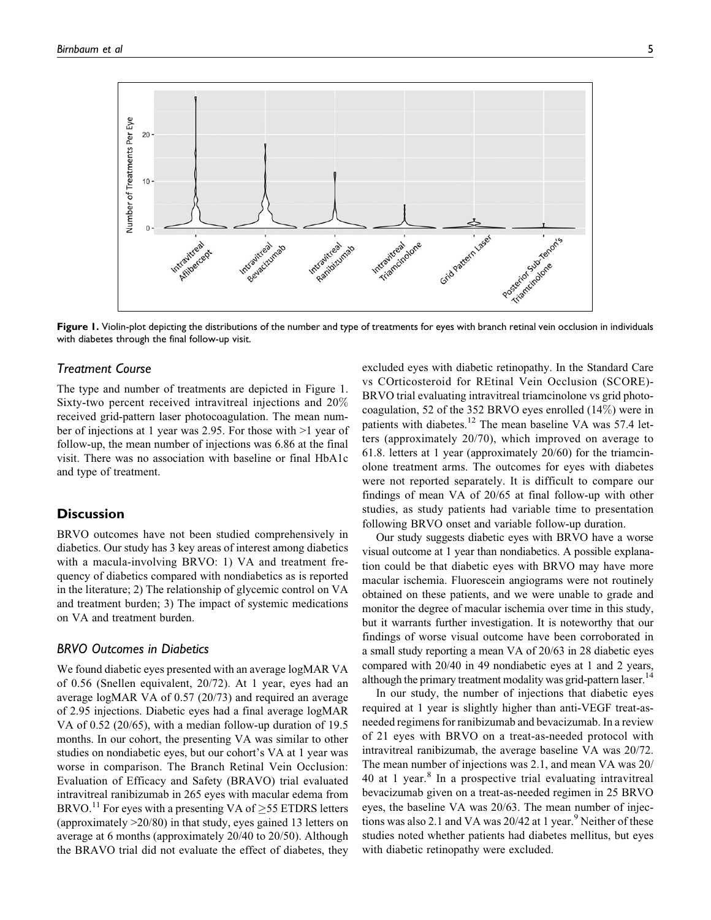Figure 1. Violin-plot depicting the distributions of the number and type of treatments for eyes with branch retinal vein occlusion in individuals with diabetes through the final follow-up visit.

### Treatment Course

The type and number of treatments are depicted in Figure 1. Sixty-two percent received intravitreal injections and 20% received grid-pattern laser photocoagulation. The mean number of injections at 1 year was 2.95. For those with >1 year of follow-up, the mean number of injections was 6.86 at the final visit. There was no association with baseline or final HbA1c and type of treatment.

## Discussion

BRVO outcomes have not been studied comprehensively in diabetics. Our study has 3 key areas of interest among diabetics with a macula-involving BRVO: 1) VA and treatment frequency of diabetics compared with nondiabetics as is reported in the literature; 2) The relationship of glycemic control on VA and treatment burden; 3) The impact of systemic medications on VA and treatment burden.

### BRVO Outcomes in Diabetics

We found diabetic eyes presented with an average logMAR VA of 0.56 (Snellen equivalent, 20/72). At 1 year, eyes had an average logMAR VA of 0.57 (20/73) and required an average of 2.95 injections. Diabetic eyes had a final average logMAR VA of 0.52 (20/65), with a median follow-up duration of 19.5 months. In our cohort, the presenting VA was similar to other studies on nondiabetic eyes, but our cohort's VA at 1 year was worse in comparison. The Branch Retinal Vein Occlusion: Evaluation of Efficacy and Safety (BRAVO) trial evaluated intravitreal ranibizumab in 265 eyes with macular edema from BRVO.[11] For eyes with a presenting VA of ≥55 ETDRS letters (approximately >20/80) in that study, eyes gained 13 letters on average at 6 months (approximately 20/40 to 20/50). Although the BRAVO trial did not evaluate the effect of diabetes, they excluded eyes with diabetic retinopathy. In the Standard Care vs COrticosteroid for REtinal Vein Occlusion (SCORE)-BRVO trial evaluating intravitreal triamcinolone vs grid photocoagulation, 52 of the 352 BRVO eyes enrolled (14%) were in patients with diabetes.[12] The mean baseline VA was 57.4 letters (approximately 20/70), which improved on average to 61.8. letters at 1 year (approximately 20/60) for the triamcinolone treatment arms. The outcomes for eyes with diabetes were not reported separately. It is difficult to compare our findings of mean VA of 20/65 at final follow-up with other studies, as study patients had variable time to presentation following BRVO onset and variable follow-up duration.

Our study suggests diabetic eyes with BRVO have a worse visual outcome at 1 year than nondiabetics. A possible explanation could be that diabetic eyes with BRVO may have more macular ischemia. Fluorescein angiograms were not routinely obtained on these patients, and we were unable to grade and monitor the degree of macular ischemia over time in this study, but it warrants further investigation. It is noteworthy that our findings of worse visual outcome have been corroborated in a small study reporting a mean VA of 20/63 in 28 diabetic eyes compared with 20/40 in 49 nondiabetic eyes at 1 and 2 years, although the primary treatment modality was grid-pattern laser.[14]

In our study, the number of injections that diabetic eyes required at 1 year is slightly higher than anti-VEGF treat-as-needed regimens for ranibizumab and bevacizumab. In a review of 21 eyes with BRVO on a treat-as-needed protocol with intravitreal ranibizumab, the average baseline VA was 20/72. The mean number of injections was 2.1, and mean VA was 20/40 at 1 year.[8] In a prospective trial evaluating intravitreal bevacizumab given on a treat-as-needed regimen in 25 BRVO eyes, the baseline VA was 20/63. The mean number of injections was also 2.1 and VA was 20/42 at 1 year.[9] Neither of these studies noted whether patients had diabetes mellitus, but eyes with diabetic retinopathy were excluded.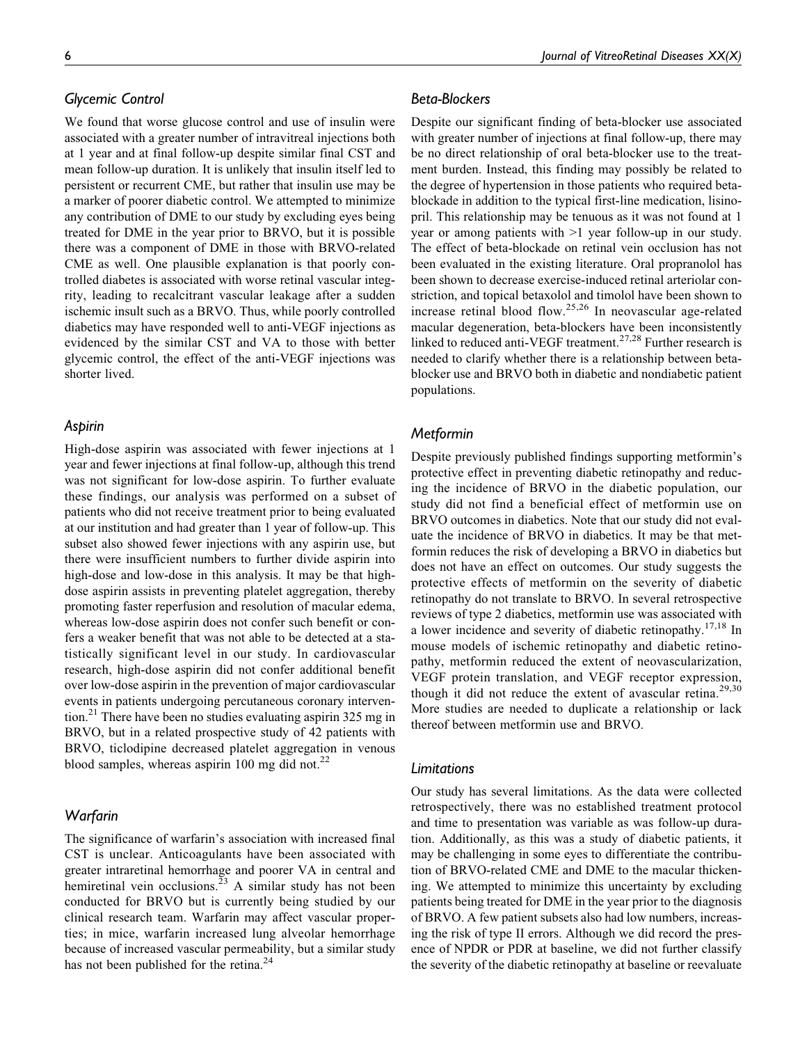### Glycemic Control

We found that worse glucose control and use of insulin were associated with a greater number of intravitreal injections both at 1 year and at final follow-up despite similar final CST and mean follow-up duration. It is unlikely that insulin itself led to persistent or recurrent CME, but rather that insulin use may be a marker of poorer diabetic control. We attempted to minimize any contribution of DME to our study by excluding eyes being treated for DME in the year prior to BRVO, but it is possible there was a component of DME in those with BRVO-related CME as well. One plausible explanation is that poorly controlled diabetes is associated with worse retinal vascular integrity, leading to recalcitrant vascular leakage after a sudden ischemic insult such as a BRVO. Thus, while poorly controlled diabetics may have responded well to anti-VEGF injections as evidenced by the similar CST and VA to those with better glycemic control, the effect of the anti-VEGF injections was shorter lived.

### Aspirin

High-dose aspirin was associated with fewer injections at 1 year and fewer injections at final follow-up, although this trend was not significant for low-dose aspirin. To further evaluate these findings, our analysis was performed on a subset of patients who did not receive treatment prior to being evaluated at our institution and had greater than 1 year of follow-up. This subset also showed fewer injections with any aspirin use, but there were insufficient numbers to further divide aspirin into high-dose and low-dose in this analysis. It may be that high-dose aspirin assists in preventing platelet aggregation, thereby promoting faster reperfusion and resolution of macular edema, whereas low-dose aspirin does not confer such benefit or confers a weaker benefit that was not able to be detected at a statistically significant level in our study. In cardiovascular research, high-dose aspirin did not confer additional benefit over low-dose aspirin in the prevention of major cardiovascular events in patients undergoing percutaneous coronary intervention.[21] There have been no studies evaluating aspirin 325 mg in BRVO, but in a related prospective study of 42 patients with BRVO, ticlodipine decreased platelet aggregation in venous blood samples, whereas aspirin 100 mg did not.[22]

### Warfarin

The significance of warfarin's association with increased final CST is unclear. Anticoagulants have been associated with greater intraretinal hemorrhage and poorer VA in central and hemiretinal vein occlusions.[23] A similar study has not been conducted for BRVO but is currently being studied by our clinical research team. Warfarin may affect vascular properties; in mice, warfarin increased lung alveolar hemorrhage because of increased vascular permeability, but a similar study has not been published for the retina.[24]

### Beta-Blockers

Despite our significant finding of beta-blocker use associated with greater number of injections at final follow-up, there may be no direct relationship of oral beta-blocker use to the treatment burden. Instead, this finding may possibly be related to the degree of hypertension in those patients who required beta-blockade in addition to the typical first-line medication, lisinopril. This relationship may be tenuous as it was not found at 1 year or among patients with >1 year follow-up in our study. The effect of beta-blockade on retinal vein occlusion has not been evaluated in the existing literature. Oral propranolol has been shown to decrease exercise-induced retinal arteriolar constriction, and topical betaxolol and timolol have been shown to increase retinal blood flow.[25,26] In neovascular age-related macular degeneration, beta-blockers have been inconsistently linked to reduced anti-VEGF treatment.[27,28] Further research is needed to clarify whether there is a relationship between beta-blocker use and BRVO both in diabetic and nondiabetic patient populations.

### Metformin

Despite previously published findings supporting metformin's protective effect in preventing diabetic retinopathy and reducing the incidence of BRVO in the diabetic population, our study did not find a beneficial effect of metformin use on BRVO outcomes in diabetics. Note that our study did not evaluate the incidence of BRVO in diabetics. It may be that metformin reduces the risk of developing a BRVO in diabetics but does not have an effect on outcomes. Our study suggests the protective effects of metformin on the severity of diabetic retinopathy do not translate to BRVO. In several retrospective reviews of type 2 diabetics, metformin use was associated with a lower incidence and severity of diabetic retinopathy.[17,18] In mouse models of ischemic retinopathy and diabetic retinopathy, metformin reduced the extent of neovascularization, VEGF protein translation, and VEGF receptor expression, though it did not reduce the extent of avascular retina.[29,30] More studies are needed to duplicate a relationship or lack thereof between metformin use and BRVO.

### Limitations

Our study has several limitations. As the data were collected retrospectively, there was no established treatment protocol and time to presentation was variable as was follow-up duration. Additionally, as this was a study of diabetic patients, it may be challenging in some eyes to differentiate the contribution of BRVO-related CME and DME to the macular thickening. We attempted to minimize this uncertainty by excluding patients being treated for DME in the year prior to the diagnosis of BRVO. A few patient subsets also had low numbers, increasing the risk of type II errors. Although we did record the presence of NPDR or PDR at baseline, we did not further classify the severity of the diabetic retinopathy at baseline or reevaluate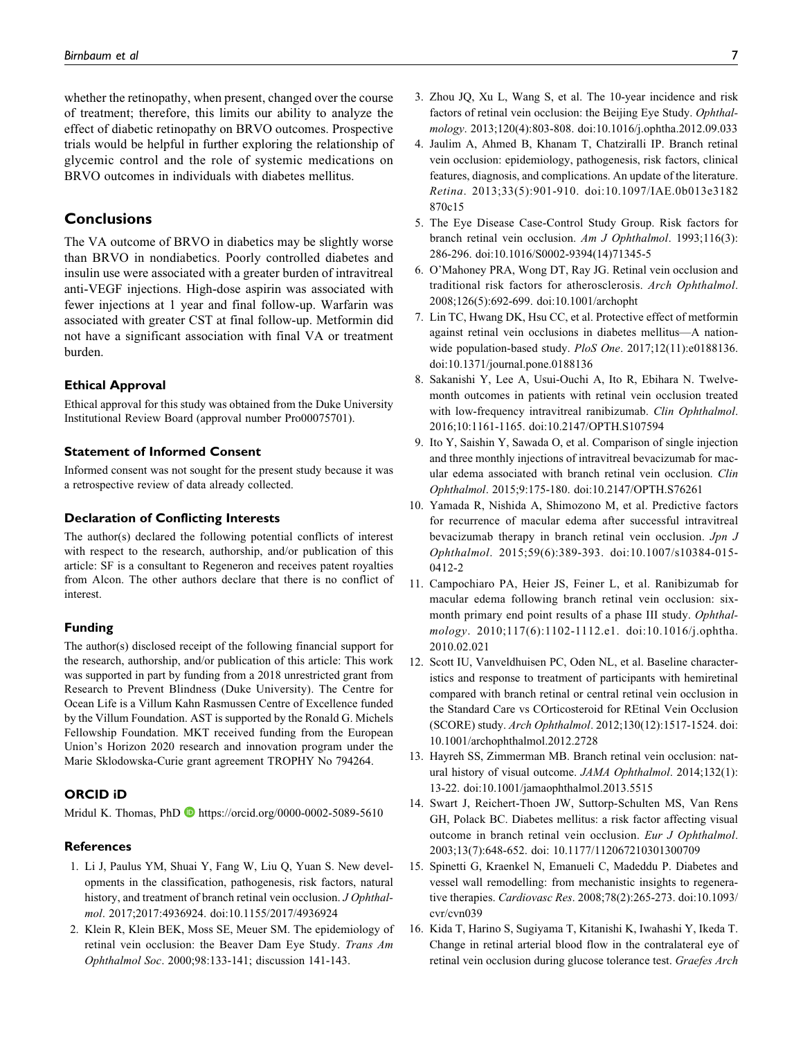whether the retinopathy, when present, changed over the course of treatment; therefore, this limits our ability to analyze the effect of diabetic retinopathy on BRVO outcomes. Prospective trials would be helpful in further exploring the relationship of glycemic control and the role of systemic medications on BRVO outcomes in individuals with diabetes mellitus.

## Conclusions

The VA outcome of BRVO in diabetics may be slightly worse than BRVO in nondiabetics. Poorly controlled diabetes and insulin use were associated with a greater burden of intravitreal anti-VEGF injections. High-dose aspirin was associated with fewer injections at 1 year and final follow-up. Warfarin was associated with greater CST at final follow-up. Metformin did not have a significant association with final VA or treatment burden.

### Ethical Approval

Ethical approval for this study was obtained from the Duke University Institutional Review Board (approval number Pro00075701).

### Statement of Informed Consent

Informed consent was not sought for the present study because it was a retrospective review of data already collected.

### Declaration of Conflicting Interests

The author(s) declared the following potential conflicts of interest with respect to the research, authorship, and/or publication of this article: SF is a consultant to Regeneron and receives patent royalties from Alcon. The other authors declare that there is no conflict of interest.

### Funding

The author(s) disclosed receipt of the following financial support for the research, authorship, and/or publication of this article: This work was supported in part by funding from a 2018 unrestricted grant from Research to Prevent Blindness (Duke University). The Centre for Ocean Life is a Villum Kahn Rasmussen Centre of Excellence funded by the Villum Foundation. AST is supported by the Ronald G. Michels Fellowship Foundation. MKT received funding from the European Union's Horizon 2020 research and innovation program under the Marie Sklodowska-Curie grant agreement TROPHY No 794264.

### ORCID iD

Mridul K. Thomas, PhD https://orcid.org/0000-0002-5089-5610

### References

1. Li J, Paulus YM, Shuai Y, Fang W, Liu Q, Yuan S. New developments in the classification, pathogenesis, risk factors, natural history, and treatment of branch retinal vein occlusion. *J Ophthalmol*. 2017;2017:4936924. doi:10.1155/2017/4936924
2. Klein R, Klein BEK, Moss SE, Meuer SM. The epidemiology of retinal vein occlusion: the Beaver Dam Eye Study. *Trans Am Ophthalmol Soc*. 2000;98:133-141; discussion 141-143.
3. Zhou JQ, Xu L, Wang S, et al. The 10-year incidence and risk factors of retinal vein occlusion: the Beijing Eye Study. *Ophthalmology*. 2013;120(4):803-808. doi:10.1016/j.ophtha.2012.09.033
4. Jaulim A, Ahmed B, Khanam T, Chatziralli IP. Branch retinal vein occlusion: epidemiology, pathogenesis, risk factors, clinical features, diagnosis, and complications. An update of the literature. *Retina*. 2013;33(5):901-910. doi:10.1097/IAE.0b013e3182870c15
5. The Eye Disease Case-Control Study Group. Risk factors for branch retinal vein occlusion. *Am J Ophthalmol*. 1993;116(3):286-296. doi:10.1016/S0002-9394(14)71345-5
6. O'Mahoney PRA, Wong DT, Ray JG. Retinal vein occlusion and traditional risk factors for atherosclerosis. *Arch Ophthalmol*. 2008;126(5):692-699. doi:10.1001/archopht
7. Lin TC, Hwang DK, Hsu CC, et al. Protective effect of metformin against retinal vein occlusions in diabetes mellitus—A nationwide population-based study. *PloS One*. 2017;12(11):e0188136. doi:10.1371/journal.pone.0188136
8. Sakanishi Y, Lee A, Usui-Ouchi A, Ito R, Ebihara N. Twelve-month outcomes in patients with retinal vein occlusion treated with low-frequency intravitreal ranibizumab. *Clin Ophthalmol*. 2016;10:1161-1165. doi:10.2147/OPTH.S107594
9. Ito Y, Saishin Y, Sawada O, et al. Comparison of single injection and three monthly injections of intravitreal bevacizumab for macular edema associated with branch retinal vein occlusion. *Clin Ophthalmol*. 2015;9:175-180. doi:10.2147/OPTH.S76261
10. Yamada R, Nishida A, Shimozono M, et al. Predictive factors for recurrence of macular edema after successful intravitreal bevacizumab therapy in branch retinal vein occlusion. *Jpn J Ophthalmol*. 2015;59(6):389-393. doi:10.1007/s10384-015-0412-2
11. Campochiaro PA, Heier JS, Feiner L, et al. Ranibizumab for macular edema following branch retinal vein occlusion: six-month primary end point results of a phase III study. *Ophthalmology*. 2010;117(6):1102-1112.e1. doi:10.1016/j.ophtha.2010.02.021
12. Scott IU, Vanveldhuisen PC, Oden NL, et al. Baseline characteristics and response to treatment of participants with hemiretinal compared with branch retinal or central retinal vein occlusion in the Standard Care vs COrticosteroid for REtinal Vein Occlusion (SCORE) study. *Arch Ophthalmol*. 2012;130(12):1517-1524. doi:10.1001/archophthalmol.2012.2728
13. Hayreh SS, Zimmerman MB. Branch retinal vein occlusion: natural history of visual outcome. *JAMA Ophthalmol*. 2014;132(1):13-22. doi:10.1001/jamaophthalmol.2013.5515
14. Swart J, Reichert-Thoen JW, Suttorp-Schulten MS, Van Rens GH, Polack BC. Diabetes mellitus: a risk factor affecting visual outcome in branch retinal vein occlusion. *Eur J Ophthalmol*. 2003;13(7):648-652. doi: 10.1177/112067210301300709
15. Spinetti G, Kraenkel N, Emanueli C, Madeddu P. Diabetes and vessel wall remodelling: from mechanistic insights to regenerative therapies. *Cardiovasc Res*. 2008;78(2):265-273. doi:10.1093/cvr/cvn039
16. Kida T, Harino S, Sugiyama T, Kitanishi K, Iwahashi Y, Ikeda T. Change in retinal arterial blood flow in the contralateral eye of retinal vein occlusion during glucose tolerance test. *Graefes Arch*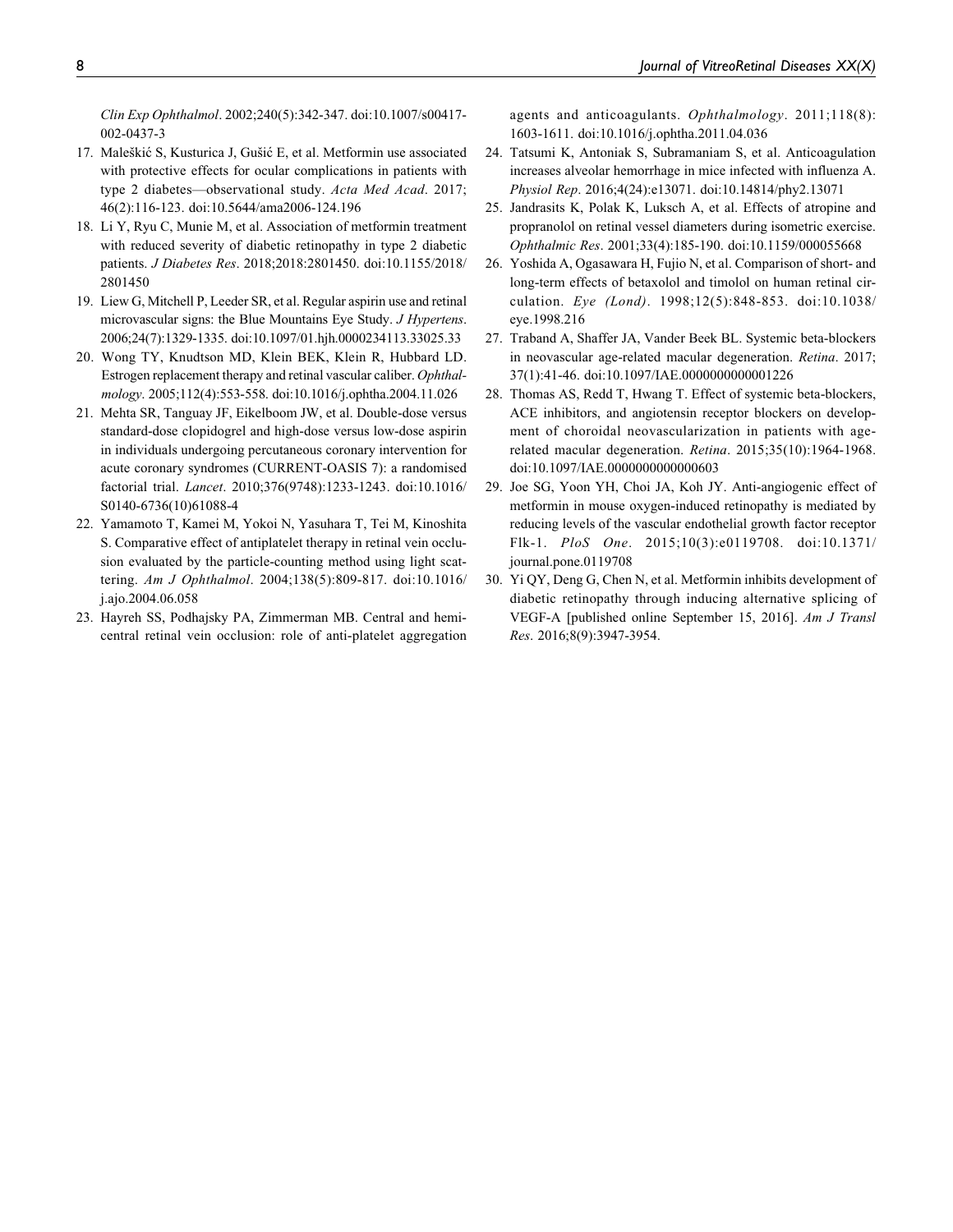*Clin Exp Ophthalmol*. 2002;240(5):342-347. doi:10.1007/s00417-002-0437-3

17. Maleškić S, Kusturica J, Gušić E, et al. Metformin use associated with protective effects for ocular complications in patients with type 2 diabetes—observational study. *Acta Med Acad*. 2017; 46(2):116-123. doi:10.5644/ama2006-124.196
18. Li Y, Ryu C, Munie M, et al. Association of metformin treatment with reduced severity of diabetic retinopathy in type 2 diabetic patients. *J Diabetes Res*. 2018;2018:2801450. doi:10.1155/2018/2801450
19. Liew G, Mitchell P, Leeder SR, et al. Regular aspirin use and retinal microvascular signs: the Blue Mountains Eye Study. *J Hypertens*. 2006;24(7):1329-1335. doi:10.1097/01.hjh.0000234113.33025.33
20. Wong TY, Knudtson MD, Klein BEK, Klein R, Hubbard LD. Estrogen replacement therapy and retinal vascular caliber. *Ophthalmology*. 2005;112(4):553-558. doi:10.1016/j.ophtha.2004.11.026
21. Mehta SR, Tanguay JF, Eikelboom JW, et al. Double-dose versus standard-dose clopidogrel and high-dose versus low-dose aspirin in individuals undergoing percutaneous coronary intervention for acute coronary syndromes (CURRENT-OASIS 7): a randomised factorial trial. *Lancet*. 2010;376(9748):1233-1243. doi:10.1016/S0140-6736(10)61088-4
22. Yamamoto T, Kamei M, Yokoi N, Yasuhara T, Tei M, Kinoshita S. Comparative effect of antiplatelet therapy in retinal vein occlusion evaluated by the particle-counting method using light scattering. *Am J Ophthalmol*. 2004;138(5):809-817. doi:10.1016/j.ajo.2004.06.058
23. Hayreh SS, Podhajsky PA, Zimmerman MB. Central and hemicentral retinal vein occlusion: role of anti-platelet aggregation agents and anticoagulants. *Ophthalmology*. 2011;118(8):1603-1611. doi:10.1016/j.ophtha.2011.04.036
24. Tatsumi K, Antoniak S, Subramaniam S, et al. Anticoagulation increases alveolar hemorrhage in mice infected with influenza A. *Physiol Rep*. 2016;4(24):e13071. doi:10.14814/phy2.13071
25. Jandrasits K, Polak K, Luksch A, et al. Effects of atropine and propranolol on retinal vessel diameters during isometric exercise. *Ophthalmic Res*. 2001;33(4):185-190. doi:10.1159/000055668
26. Yoshida A, Ogasawara H, Fujio N, et al. Comparison of short- and long-term effects of betaxolol and timolol on human retinal circulation. *Eye (Lond)*. 1998;12(5):848-853. doi:10.1038/eye.1998.216
27. Traband A, Shaffer JA, Vander Beek BL. Systemic beta-blockers in neovascular age-related macular degeneration. *Retina*. 2017; 37(1):41-46. doi:10.1097/IAE.0000000000001226
28. Thomas AS, Redd T, Hwang T. Effect of systemic beta-blockers, ACE inhibitors, and angiotensin receptor blockers on development of choroidal neovascularization in patients with age-related macular degeneration. *Retina*. 2015;35(10):1964-1968. doi:10.1097/IAE.0000000000000603
29. Joe SG, Yoon YH, Choi JA, Koh JY. Anti-angiogenic effect of metformin in mouse oxygen-induced retinopathy is mediated by reducing levels of the vascular endothelial growth factor receptor Flk-1. *PloS One*. 2015;10(3):e0119708. doi:10.1371/journal.pone.0119708
30. Yi QY, Deng G, Chen N, et al. Metformin inhibits development of diabetic retinopathy through inducing alternative splicing of VEGF-A [published online September 15, 2016]. *Am J Transl Res*. 2016;8(9):3947-3954.